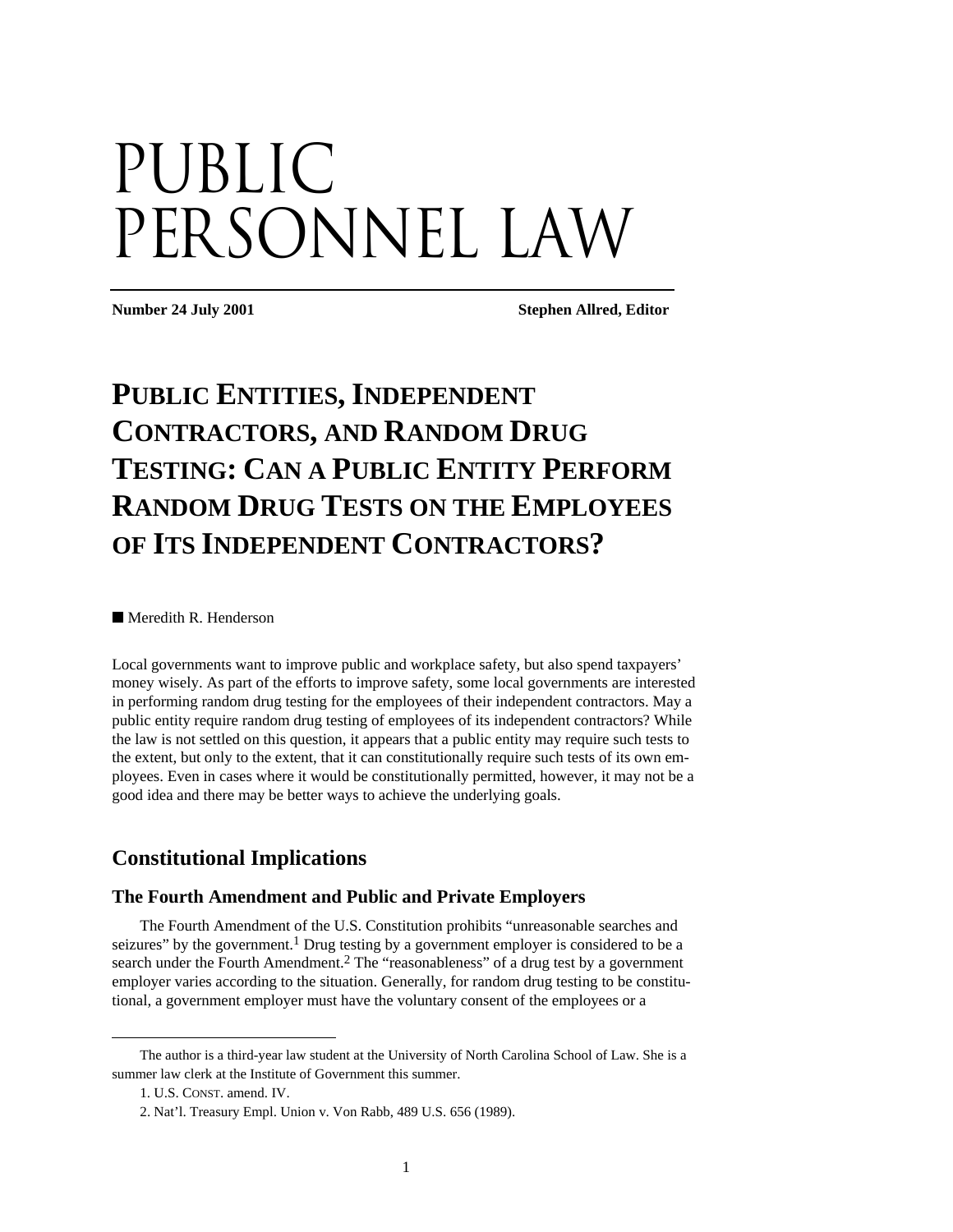# PUBLIC PERSONNEL LAW

**Number 24 July 2001** **Stephen Allred, Editor**

# PUBLIC ENTITIES, INDEPENDENT CONTRACTORS, AND RANDOM DRUG TESTING: CAN A PUBLIC ENTITY PERFORM RANDOM DRUG TESTS ON THE EMPLOYEES OF ITS INDEPENDENT CONTRACTORS?

■ Meredith R. Henderson

Local governments want to improve public and workplace safety, but also spend taxpayers' money wisely. As part of the efforts to improve safety, some local governments are interested in performing random drug testing for the employees of their independent contractors. May a public entity require random drug testing of employees of its independent contractors? While the law is not settled on this question, it appears that a public entity may require such tests to the extent, but only to the extent, that it can constitutionally require such tests of its own employees. Even in cases where it would be constitutionally permitted, however, it may not be a good idea and there may be better ways to achieve the underlying goals.

## Constitutional Implications

### The Fourth Amendment and Public and Private Employers

The Fourth Amendment of the U.S. Constitution prohibits "unreasonable searches and seizures" by the government.[1] Drug testing by a government employer is considered to be a search under the Fourth Amendment.[2] The "reasonableness" of a drug test by a government employer varies according to the situation. Generally, for random drug testing to be constitutional, a government employer must have the voluntary consent of the employees or a

---

The author is a third-year law student at the University of North Carolina School of Law. She is a summer law clerk at the Institute of Government this summer.

1. U.S. CONST. amend. IV.

2. Nat'l. Treasury Empl. Union v. Von Rabb, 489 U.S. 656 (1989).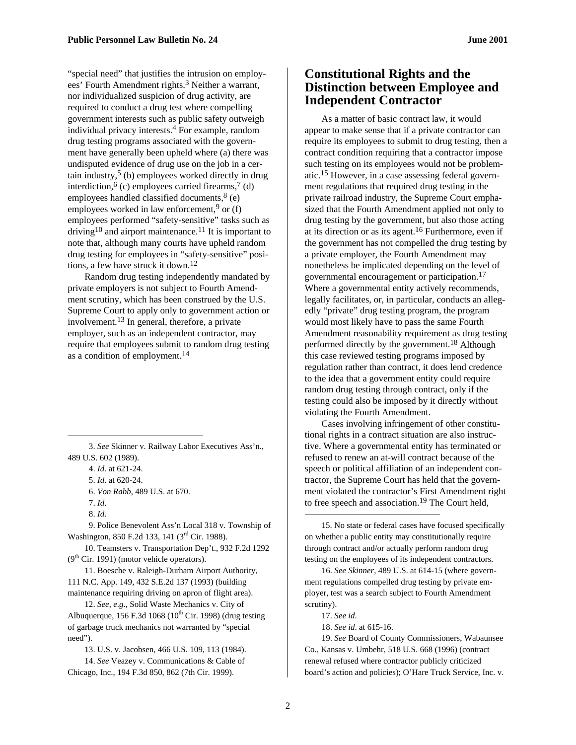"special need" that justifies the intrusion on employees' Fourth Amendment rights.[3] Neither a warrant, nor individualized suspicion of drug activity, are required to conduct a drug test where compelling government interests such as public safety outweigh individual privacy interests.[4] For example, random drug testing programs associated with the government have generally been upheld where (a) there was undisputed evidence of drug use on the job in a certain industry,[5] (b) employees worked directly in drug interdiction,[6] (c) employees carried firearms,[7] (d) employees handled classified documents,[8] (e) employees worked in law enforcement,[9] or (f) employees performed "safety-sensitive" tasks such as driving[10] and airport maintenance.[11] It is important to note that, although many courts have upheld random drug testing for employees in "safety-sensitive" positions, a few have struck it down.[12]

Random drug testing independently mandated by private employers is not subject to Fourth Amendment scrutiny, which has been construed by the U.S. Supreme Court to apply only to government action or involvement.[13] In general, therefore, a private employer, such as an independent contractor, may require that employees submit to random drug testing as a condition of employment.[14]

3. *See* Skinner v. Railway Labor Executives Ass'n., 489 U.S. 602 (1989).

4. *Id.* at 621-24.

5. *Id.* at 620-24.

6. *Von Rabb*, 489 U.S. at 670.

7. *Id.*

8. *Id.*

9. Police Benevolent Ass'n Local 318 v. Township of Washington, 850 F.2d 133, 141 (3rd Cir. 1988).

10. Teamsters v. Transportation Dep't., 932 F.2d 1292 (9th Cir. 1991) (motor vehicle operators).

11. Boesche v. Raleigh-Durham Airport Authority, 111 N.C. App. 149, 432 S.E.2d 137 (1993) (building maintenance requiring driving on apron of flight area).

12. *See*, *e.g*., Solid Waste Mechanics v. City of Albuquerque, 156 F.3d 1068 (10th Cir. 1998) (drug testing of garbage truck mechanics not warranted by "special need").

13. U.S. v. Jacobsen, 466 U.S. 109, 113 (1984).

14. *See* Veazey v. Communications & Cable of Chicago, Inc., 194 F.3d 850, 862 (7th Cir. 1999).

## Constitutional Rights and the Distinction between Employee and Independent Contractor

As a matter of basic contract law, it would appear to make sense that if a private contractor can require its employees to submit to drug testing, then a contract condition requiring that a contractor impose such testing on its employees would not be problematic.[15] However, in a case assessing federal government regulations that required drug testing in the private railroad industry, the Supreme Court emphasized that the Fourth Amendment applied not only to drug testing by the government, but also those acting at its direction or as its agent.[16] Furthermore, even if the government has not compelled the drug testing by a private employer, the Fourth Amendment may nonetheless be implicated depending on the level of governmental encouragement or participation.[17] Where a governmental entity actively recommends, legally facilitates, or, in particular, conducts an allegedly "private" drug testing program, the program would most likely have to pass the same Fourth Amendment reasonability requirement as drug testing performed directly by the government.[18] Although this case reviewed testing programs imposed by regulation rather than contract, it does lend credence to the idea that a government entity could require random drug testing through contract, only if the testing could also be imposed by it directly without violating the Fourth Amendment.

Cases involving infringement of other constitutional rights in a contract situation are also instructive. Where a governmental entity has terminated or refused to renew an at-will contract because of the speech or political affiliation of an independent contractor, the Supreme Court has held that the government violated the contractor's First Amendment right to free speech and association.[19] The Court held,

15. No state or federal cases have focused specifically on whether a public entity may constitutionally require through contract and/or actually perform random drug testing on the employees of its independent contractors.

16. *See Skinner*, 489 U.S. at 614-15 (where government regulations compelled drug testing by private employer, test was a search subject to Fourth Amendment scrutiny).

17. *See id*.

18. *See id*. at 615-16.

19. *See* Board of County Commissioners, Wabaunsee Co., Kansas v. Umbehr, 518 U.S. 668 (1996) (contract renewal refused where contractor publicly criticized board's action and policies); O'Hare Truck Service, Inc. v.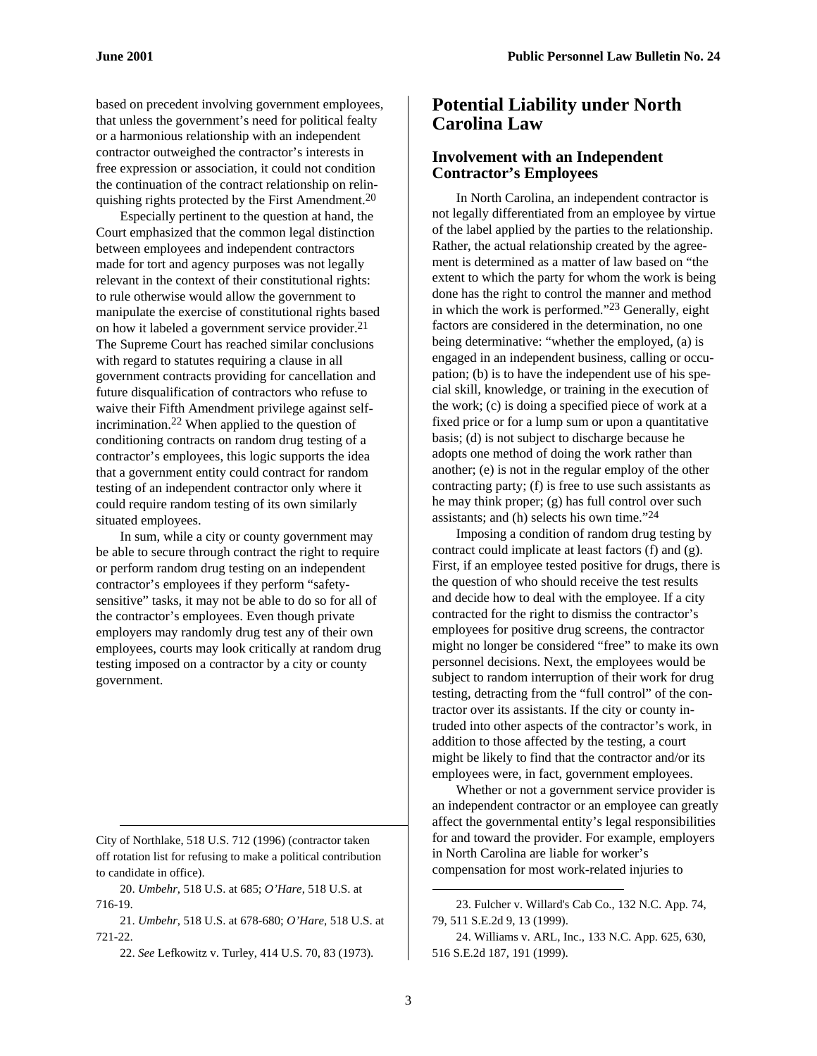based on precedent involving government employees, that unless the government's need for political fealty or a harmonious relationship with an independent contractor outweighed the contractor's interests in free expression or association, it could not condition the continuation of the contract relationship on relinquishing rights protected by the First Amendment.[20]

Especially pertinent to the question at hand, the Court emphasized that the common legal distinction between employees and independent contractors made for tort and agency purposes was not legally relevant in the context of their constitutional rights: to rule otherwise would allow the government to manipulate the exercise of constitutional rights based on how it labeled a government service provider.[21] The Supreme Court has reached similar conclusions with regard to statutes requiring a clause in all government contracts providing for cancellation and future disqualification of contractors who refuse to waive their Fifth Amendment privilege against self-incrimination.[22] When applied to the question of conditioning contracts on random drug testing of a contractor's employees, this logic supports the idea that a government entity could contract for random testing of an independent contractor only where it could require random testing of its own similarly situated employees.

In sum, while a city or county government may be able to secure through contract the right to require or perform random drug testing on an independent contractor's employees if they perform "safety-sensitive" tasks, it may not be able to do so for all of the contractor's employees. Even though private employers may randomly drug test any of their own employees, courts may look critically at random drug testing imposed on a contractor by a city or county government.

City of Northlake, 518 U.S. 712 (1996) (contractor taken off rotation list for refusing to make a political contribution to candidate in office).

20. *Umbehr*, 518 U.S. at 685; *O'Hare*, 518 U.S. at 716-19.

21. *Umbehr*, 518 U.S. at 678-680; *O'Hare*, 518 U.S. at 721-22.

22. *See* Lefkowitz v. Turley, 414 U.S. 70, 83 (1973).

## Potential Liability under North Carolina Law

### Involvement with an Independent Contractor's Employees

In North Carolina, an independent contractor is not legally differentiated from an employee by virtue of the label applied by the parties to the relationship. Rather, the actual relationship created by the agreement is determined as a matter of law based on "the extent to which the party for whom the work is being done has the right to control the manner and method in which the work is performed."[23] Generally, eight factors are considered in the determination, no one being determinative: "whether the employed, (a) is engaged in an independent business, calling or occupation; (b) is to have the independent use of his special skill, knowledge, or training in the execution of the work; (c) is doing a specified piece of work at a fixed price or for a lump sum or upon a quantitative basis; (d) is not subject to discharge because he adopts one method of doing the work rather than another; (e) is not in the regular employ of the other contracting party; (f) is free to use such assistants as he may think proper; (g) has full control over such assistants; and (h) selects his own time."[24]

Imposing a condition of random drug testing by contract could implicate at least factors (f) and (g). First, if an employee tested positive for drugs, there is the question of who should receive the test results and decide how to deal with the employee. If a city contracted for the right to dismiss the contractor's employees for positive drug screens, the contractor might no longer be considered "free" to make its own personnel decisions. Next, the employees would be subject to random interruption of their work for drug testing, detracting from the "full control" of the contractor over its assistants. If the city or county intruded into other aspects of the contractor's work, in addition to those affected by the testing, a court might be likely to find that the contractor and/or its employees were, in fact, government employees.

Whether or not a government service provider is an independent contractor or an employee can greatly affect the governmental entity's legal responsibilities for and toward the provider. For example, employers in North Carolina are liable for worker's compensation for most work-related injuries to

23. Fulcher v. Willard's Cab Co., 132 N.C. App. 74, 79, 511 S.E.2d 9, 13 (1999).

24. Williams v. ARL, Inc., 133 N.C. App. 625, 630, 516 S.E.2d 187, 191 (1999).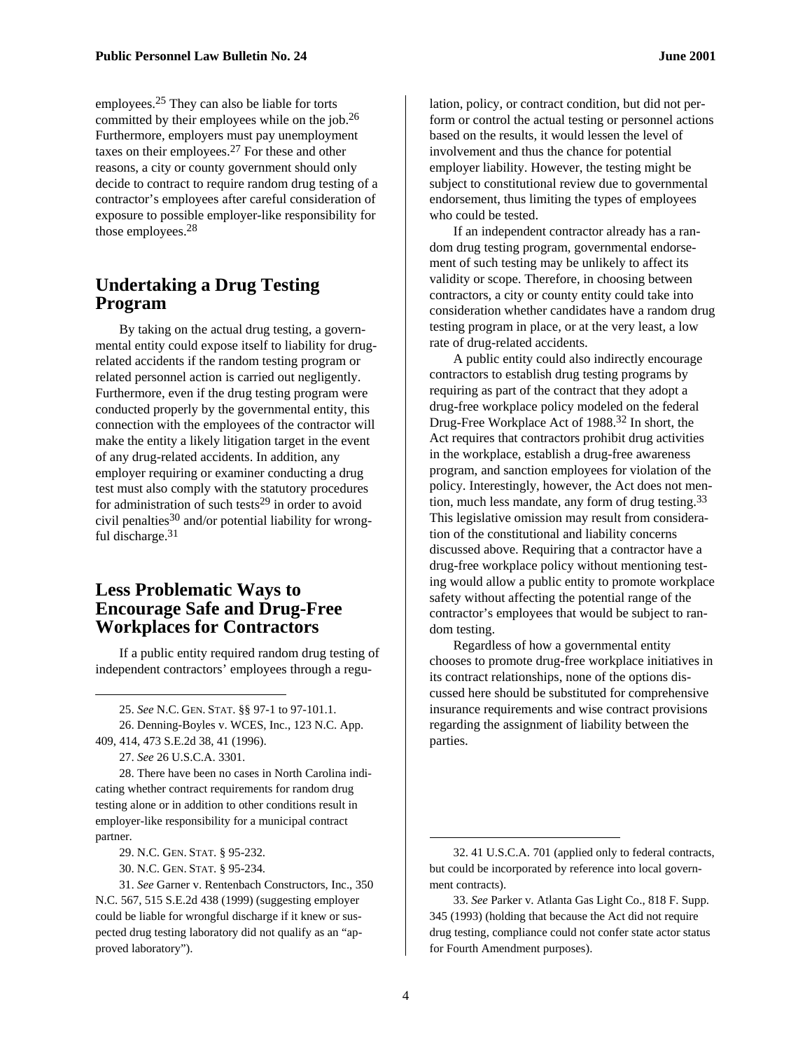employees.[25] They can also be liable for torts committed by their employees while on the job.[26] Furthermore, employers must pay unemployment taxes on their employees.[27] For these and other reasons, a city or county government should only decide to contract to require random drug testing of a contractor's employees after careful consideration of exposure to possible employer-like responsibility for those employees.[28]

## Undertaking a Drug Testing Program

By taking on the actual drug testing, a governmental entity could expose itself to liability for drug-related accidents if the random testing program or related personnel action is carried out negligently. Furthermore, even if the drug testing program were conducted properly by the governmental entity, this connection with the employees of the contractor will make the entity a likely litigation target in the event of any drug-related accidents. In addition, any employer requiring or examiner conducting a drug test must also comply with the statutory procedures for administration of such tests[29] in order to avoid civil penalties[30] and/or potential liability for wrongful discharge.[31]

## Less Problematic Ways to Encourage Safe and Drug-Free Workplaces for Contractors

If a public entity required random drug testing of independent contractors' employees through a regulation, policy, or contract condition, but did not perform or control the actual testing or personnel actions based on the results, it would lessen the level of involvement and thus the chance for potential employer liability. However, the testing might be subject to constitutional review due to governmental endorsement, thus limiting the types of employees who could be tested.

If an independent contractor already has a random drug testing program, governmental endorsement of such testing may be unlikely to affect its validity or scope. Therefore, in choosing between contractors, a city or county entity could take into consideration whether candidates have a random drug testing program in place, or at the very least, a low rate of drug-related accidents.

A public entity could also indirectly encourage contractors to establish drug testing programs by requiring as part of the contract that they adopt a drug-free workplace policy modeled on the federal Drug-Free Workplace Act of 1988.[32] In short, the Act requires that contractors prohibit drug activities in the workplace, establish a drug-free awareness program, and sanction employees for violation of the policy. Interestingly, however, the Act does not mention, much less mandate, any form of drug testing.[33] This legislative omission may result from consideration of the constitutional and liability concerns discussed above. Requiring that a contractor have a drug-free workplace policy without mentioning testing would allow a public entity to promote workplace safety without affecting the potential range of the contractor's employees that would be subject to random testing.

Regardless of how a governmental entity chooses to promote drug-free workplace initiatives in its contract relationships, none of the options discussed here should be substituted for comprehensive insurance requirements and wise contract provisions regarding the assignment of liability between the parties.

---

25. *See* N.C. GEN. STAT. §§ 97-1 to 97-101.1.

26. Denning-Boyles v. WCES, Inc., 123 N.C. App. 409, 414, 473 S.E.2d 38, 41 (1996).

27. *See* 26 U.S.C.A. 3301.

28. There have been no cases in North Carolina indicating whether contract requirements for random drug testing alone or in addition to other conditions result in employer-like responsibility for a municipal contract partner.

29. N.C. GEN. STAT. § 95-232.

30. N.C. GEN. STAT. § 95-234.

31. *See* Garner v. Rentenbach Constructors, Inc., 350 N.C. 567, 515 S.E.2d 438 (1999) (suggesting employer could be liable for wrongful discharge if it knew or suspected drug testing laboratory did not qualify as an "approved laboratory").

32. 41 U.S.C.A. 701 (applied only to federal contracts, but could be incorporated by reference into local government contracts).

33. *See* Parker v. Atlanta Gas Light Co., 818 F. Supp. 345 (1993) (holding that because the Act did not require drug testing, compliance could not confer state actor status for Fourth Amendment purposes).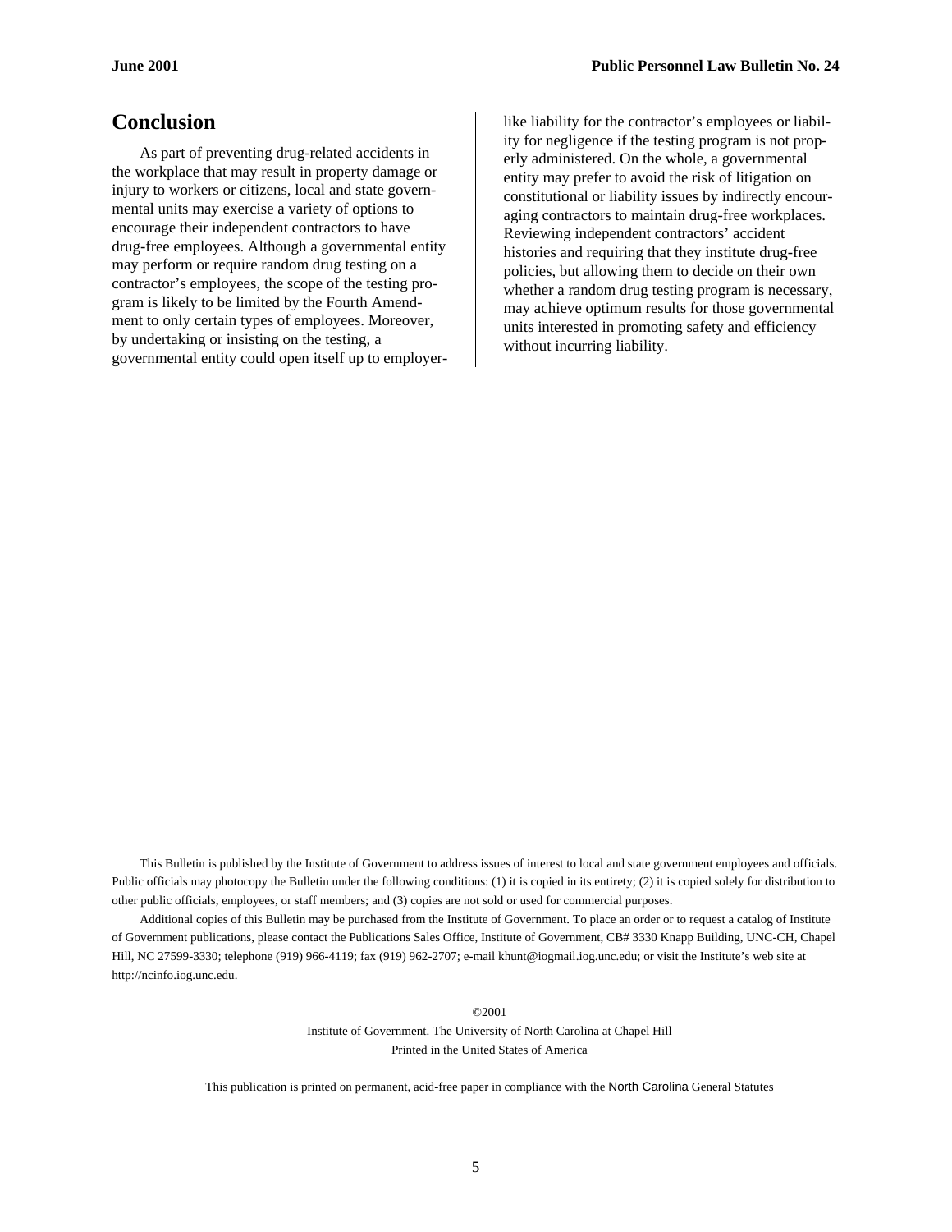## Conclusion

As part of preventing drug-related accidents in the workplace that may result in property damage or injury to workers or citizens, local and state governmental units may exercise a variety of options to encourage their independent contractors to have drug-free employees. Although a governmental entity may perform or require random drug testing on a contractor's employees, the scope of the testing program is likely to be limited by the Fourth Amendment to only certain types of employees. Moreover, by undertaking or insisting on the testing, a governmental entity could open itself up to employer-like liability for the contractor's employees or liability for negligence if the testing program is not properly administered. On the whole, a governmental entity may prefer to avoid the risk of litigation on constitutional or liability issues by indirectly encouraging contractors to maintain drug-free workplaces. Reviewing independent contractors' accident histories and requiring that they institute drug-free policies, but allowing them to decide on their own whether a random drug testing program is necessary, may achieve optimum results for those governmental units interested in promoting safety and efficiency without incurring liability.

This Bulletin is published by the Institute of Government to address issues of interest to local and state government employees and officials. Public officials may photocopy the Bulletin under the following conditions: (1) it is copied in its entirety; (2) it is copied solely for distribution to other public officials, employees, or staff members; and (3) copies are not sold or used for commercial purposes.

Additional copies of this Bulletin may be purchased from the Institute of Government. To place an order or to request a catalog of Institute of Government publications, please contact the Publications Sales Office, Institute of Government, CB# 3330 Knapp Building, UNC-CH, Chapel Hill, NC 27599-3330; telephone (919) 966-4119; fax (919) 962-2707; e-mail khunt@iogmail.iog.unc.edu; or visit the Institute's web site at http://ncinfo.iog.unc.edu.

©2001
Institute of Government. The University of North Carolina at Chapel Hill
Printed in the United States of America

This publication is printed on permanent, acid-free paper in compliance with the North Carolina General Statutes